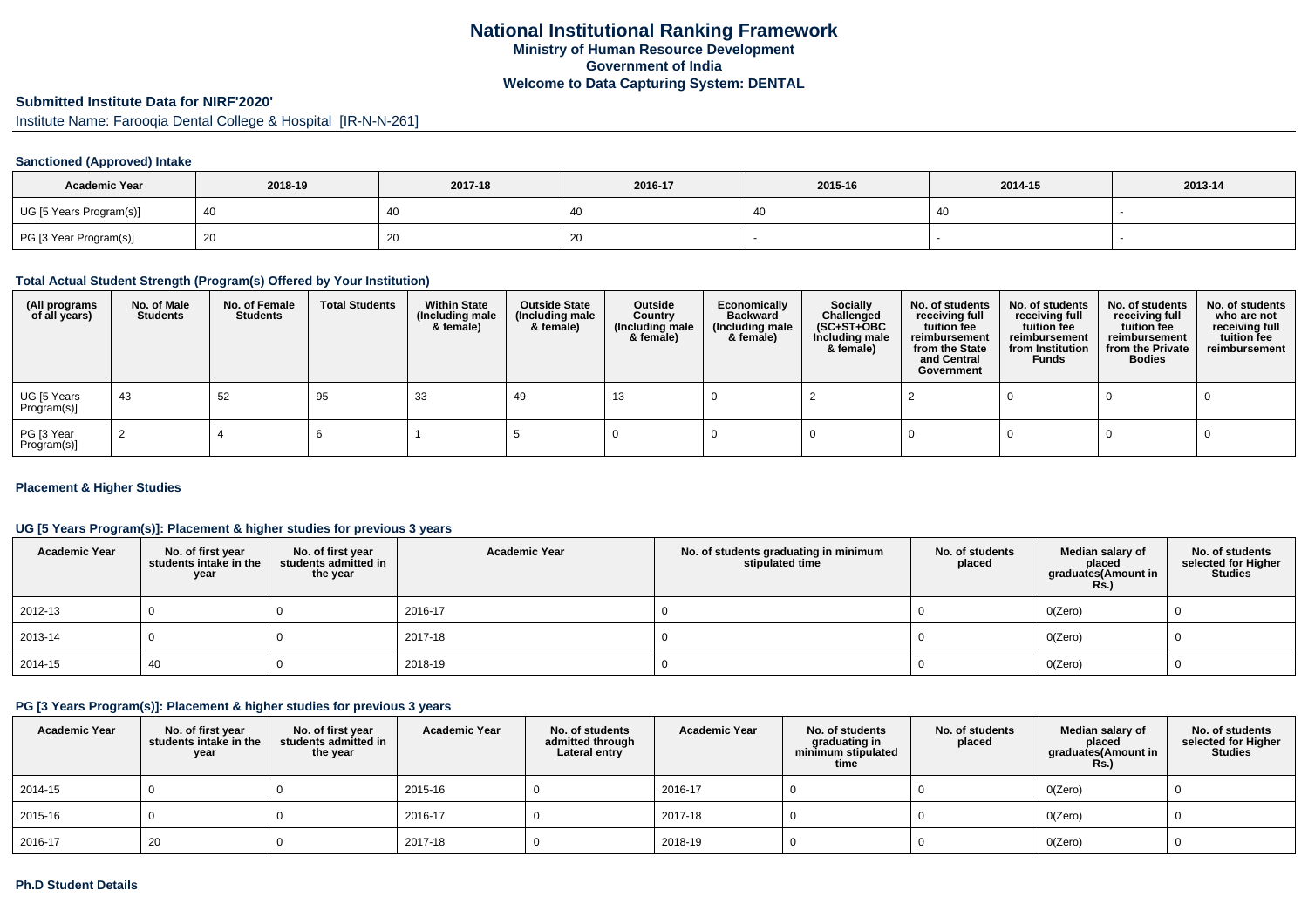# National Institutional Ranking Framework
## Ministry of Human Resource Development
## Government of India
## Welcome to Data Capturing System: DENTAL

### Submitted Institute Data for NIRF'2020'

Institute Name: Farooqia Dental College & Hospital [IR-N-N-261]

#### Sanctioned (Approved) Intake

| Academic Year | 2018-19 | 2017-18 | 2016-17 | 2015-16 | 2014-15 | 2013-14 |
|---|---|---|---|---|---|---|
| UG [5 Years Program(s)] | 40 | 40 | 40 | 40 | 40 | - |
| PG [3 Year Program(s)] | 20 | 20 | 20 | - | - | - |

#### Total Actual Student Strength (Program(s) Offered by Your Institution)

| (All programs of all years) | No. of Male Students | No. of Female Students | Total Students | Within State (Including male & female) | Outside State (Including male & female) | Outside Country (Including male & female) | Economically Backward (Including male & female) | Socially Challenged (SC+ST+OBC Including male & female) | No. of students receiving full tuition fee reimbursement from the State and Central Government | No. of students receiving full tuition fee reimbursement from Institution Funds | No. of students receiving full tuition fee reimbursement from the Private Bodies | No. of students who are not receiving full tuition fee reimbursement |
|---|---|---|---|---|---|---|---|---|---|---|---|---|
| UG [5 Years Program(s)] | 43 | 52 | 95 | 33 | 49 | 13 | 0 | 2 | 2 | 0 | 0 | 0 |
| PG [3 Year Program(s)] | 2 | 4 | 6 | 1 | 5 | 0 | 0 | 0 | 0 | 0 | 0 | 0 |

#### Placement & Higher Studies

#### UG [5 Years Program(s)]: Placement & higher studies for previous 3 years

| Academic Year | No. of first year students intake in the year | No. of first year students admitted in the year | Academic Year | No. of students graduating in minimum stipulated time | No. of students placed | Median salary of placed graduates(Amount in Rs.) | No. of students selected for Higher Studies |
|---|---|---|---|---|---|---|---|
| 2012-13 | 0 | 0 | 2016-17 | 0 | 0 | 0(Zero) | 0 |
| 2013-14 | 0 | 0 | 2017-18 | 0 | 0 | 0(Zero) | 0 |
| 2014-15 | 40 | 0 | 2018-19 | 0 | 0 | 0(Zero) | 0 |

#### PG [3 Years Program(s)]: Placement & higher studies for previous 3 years

| Academic Year | No. of first year students intake in the year | No. of first year students admitted in the year | Academic Year | No. of students admitted through Lateral entry | Academic Year | No. of students graduating in minimum stipulated time | No. of students placed | Median salary of placed graduates(Amount in Rs.) | No. of students selected for Higher Studies |
|---|---|---|---|---|---|---|---|---|---|
| 2014-15 | 0 | 0 | 2015-16 | 0 | 2016-17 | 0 | 0 | 0(Zero) | 0 |
| 2015-16 | 0 | 0 | 2016-17 | 0 | 2017-18 | 0 | 0 | 0(Zero) | 0 |
| 2016-17 | 20 | 0 | 2017-18 | 0 | 2018-19 | 0 | 0 | 0(Zero) | 0 |

#### Ph.D Student Details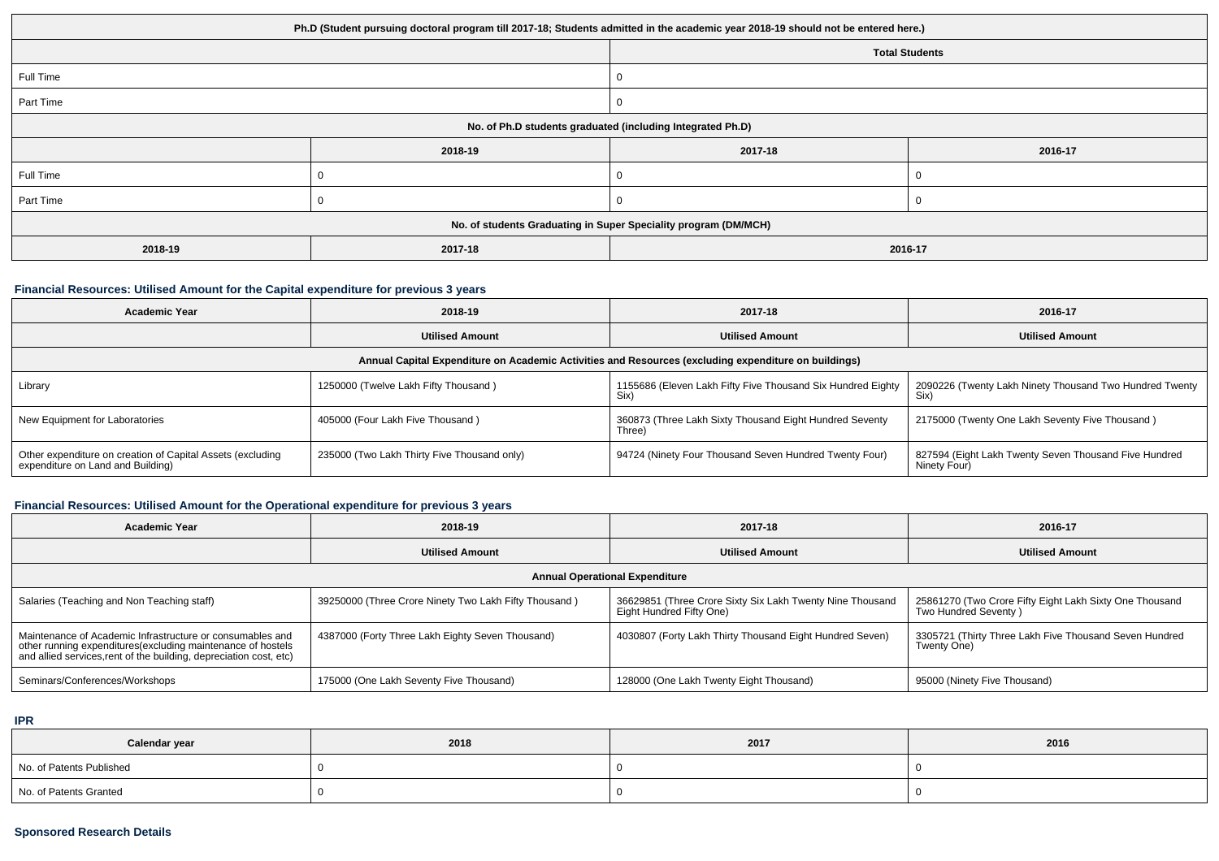| Ph.D (Student pursuing doctoral program till 2017-18; Students admitted in the academic year 2018-19 should not be entered here.) | | | |
|---|---|---|---|
| | | Total Students | |
| Full Time | | 0 | |
| Part Time | | 0 | |
| No. of Ph.D students graduated (including Integrated Ph.D) | | | |
| | 2018-19 | 2017-18 | 2016-17 |
| Full Time | 0 | 0 | 0 |
| Part Time | 0 | 0 | 0 |
| No. of students Graduating in Super Speciality program (DM/MCH) | | | |
| 2018-19 | 2017-18 | 2016-17 | |

### Financial Resources: Utilised Amount for the Capital expenditure for previous 3 years

| Academic Year | 2018-19 | 2017-18 | 2016-17 |
|---|---|---|---|
| | Utilised Amount | Utilised Amount | Utilised Amount |
| Annual Capital Expenditure on Academic Activities and Resources (excluding expenditure on buildings) | | | |
| Library | 1250000 (Twelve Lakh Fifty Thousand ) | 1155686 (Eleven Lakh Fifty Five Thousand Six Hundred Eighty Six) | 2090226 (Twenty Lakh Ninety Thousand Two Hundred Twenty Six) |
| New Equipment for Laboratories | 405000 (Four Lakh Five Thousand ) | 360873 (Three Lakh Sixty Thousand Eight Hundred Seventy Three) | 2175000 (Twenty One Lakh Seventy Five Thousand ) |
| Other expenditure on creation of Capital Assets (excluding expenditure on Land and Building) | 235000 (Two Lakh Thirty Five Thousand only) | 94724 (Ninety Four Thousand Seven Hundred Twenty Four) | 827594 (Eight Lakh Twenty Seven Thousand Five Hundred Ninety Four) |

### Financial Resources: Utilised Amount for the Operational expenditure for previous 3 years

| Academic Year | 2018-19 | 2017-18 | 2016-17 |
|---|---|---|---|
| | Utilised Amount | Utilised Amount | Utilised Amount |
| Annual Operational Expenditure | | | |
| Salaries (Teaching and Non Teaching staff) | 39250000 (Three Crore Ninety Two Lakh Fifty Thousand ) | 36629851 (Three Crore Sixty Six Lakh Twenty Nine Thousand Eight Hundred Fifty One) | 25861270 (Two Crore Fifty Eight Lakh Sixty One Thousand Two Hundred Seventy ) |
| Maintenance of Academic Infrastructure or consumables and other running expenditures(excluding maintenance of hostels and allied services,rent of the building, depreciation cost, etc) | 4387000 (Forty Three Lakh Eighty Seven Thousand) | 4030807 (Forty Lakh Thirty Thousand Eight Hundred Seven) | 3305721 (Thirty Three Lakh Five Thousand Seven Hundred Twenty One) |
| Seminars/Conferences/Workshops | 175000 (One Lakh Seventy Five Thousand) | 128000 (One Lakh Twenty Eight Thousand) | 95000 (Ninety Five Thousand) |

### IPR

| Calendar year | 2018 | 2017 | 2016 |
|---|---|---|---|
| No. of Patents Published | 0 | 0 | 0 |
| No. of Patents Granted | 0 | 0 | 0 |

### Sponsored Research Details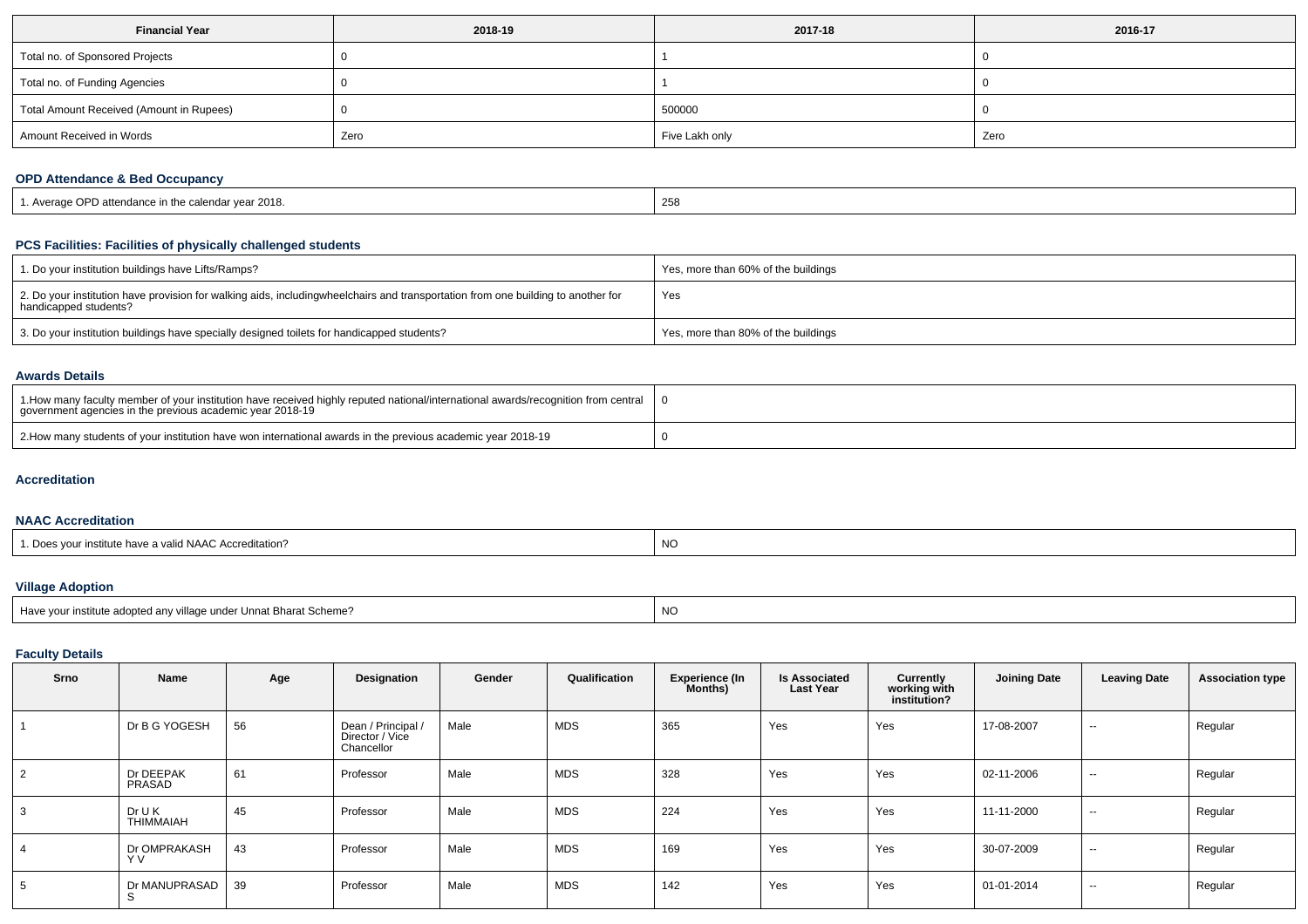| Financial Year | 2018-19 | 2017-18 | 2016-17 |
|---|---|---|---|
| Total no. of Sponsored Projects | 0 | 1 | 0 |
| Total no. of Funding Agencies | 0 | 1 | 0 |
| Total Amount Received (Amount in Rupees) | 0 | 500000 | 0 |
| Amount Received in Words | Zero | Five Lakh only | Zero |

### OPD Attendance & Bed Occupancy

| | |
|---|---|
| 1. Average OPD attendance in the calendar year 2018. | 258 |

### PCS Facilities: Facilities of physically challenged students

| | |
|---|---|
| 1. Do your institution buildings have Lifts/Ramps? | Yes, more than 60% of the buildings |
| 2. Do your institution have provision for walking aids, includingwheelchairs and transportation from one building to another for handicapped students? | Yes |
| 3. Do your institution buildings have specially designed toilets for handicapped students? | Yes, more than 80% of the buildings |

### Awards Details

| | |
|---|---|
| 1.How many faculty member of your institution have received highly reputed national/international awards/recognition from central government agencies in the previous academic year 2018-19 | 0 |
| 2.How many students of your institution have won international awards in the previous academic year 2018-19 | 0 |

## Accreditation

### NAAC Accreditation

| | |
|---|---|
| 1. Does your institute have a valid NAAC Accreditation? | NO |

### Village Adoption

| | |
|---|---|
| Have your institute adopted any village under Unnat Bharat Scheme? | NO |

### Faculty Details

| Srno | Name | Age | Designation | Gender | Qualification | Experience (In Months) | Is Associated Last Year | Currently working with institution? | Joining Date | Leaving Date | Association type |
|---|---|---|---|---|---|---|---|---|---|---|---|
| 1 | Dr B G YOGESH | 56 | Dean / Principal / Director / Vice Chancellor | Male | MDS | 365 | Yes | Yes | 17-08-2007 | -- | Regular |
| 2 | Dr DEEPAK PRASAD | 61 | Professor | Male | MDS | 328 | Yes | Yes | 02-11-2006 | -- | Regular |
| 3 | Dr U K THIMMAIAH | 45 | Professor | Male | MDS | 224 | Yes | Yes | 11-11-2000 | -- | Regular |
| 4 | Dr OMPRAKASH Y V | 43 | Professor | Male | MDS | 169 | Yes | Yes | 30-07-2009 | -- | Regular |
| 5 | Dr MANUPRASAD S | 39 | Professor | Male | MDS | 142 | Yes | Yes | 01-01-2014 | -- | Regular |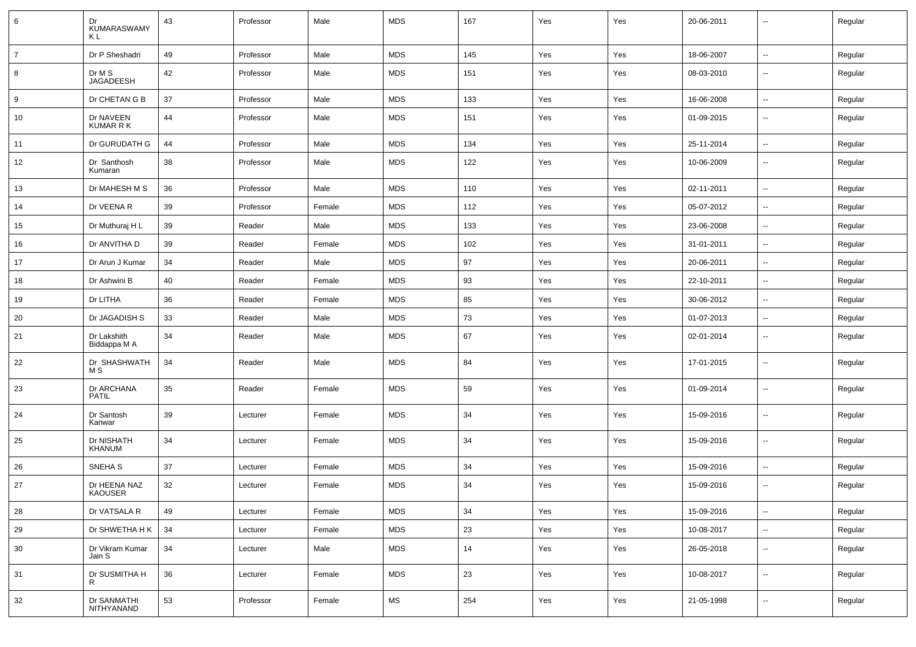| | | | | | | | | | | | |
|---|---|---|---|---|---|---|---|---|---|---|---|
| 6 | Dr KUMARASWAMY K L | 43 | Professor | Male | MDS | 167 | Yes | Yes | 20-06-2011 | -- | Regular |
| 7 | Dr P Sheshadri | 49 | Professor | Male | MDS | 145 | Yes | Yes | 18-06-2007 | -- | Regular |
| 8 | Dr M S JAGADEESH | 42 | Professor | Male | MDS | 151 | Yes | Yes | 08-03-2010 | -- | Regular |
| 9 | Dr CHETAN G B | 37 | Professor | Male | MDS | 133 | Yes | Yes | 16-06-2008 | -- | Regular |
| 10 | Dr NAVEEN KUMAR R K | 44 | Professor | Male | MDS | 151 | Yes | Yes | 01-09-2015 | -- | Regular |
| 11 | Dr GURUDATH G | 44 | Professor | Male | MDS | 134 | Yes | Yes | 25-11-2014 | -- | Regular |
| 12 | Dr Santhosh Kumaran | 38 | Professor | Male | MDS | 122 | Yes | Yes | 10-06-2009 | -- | Regular |
| 13 | Dr MAHESH M S | 36 | Professor | Male | MDS | 110 | Yes | Yes | 02-11-2011 | -- | Regular |
| 14 | Dr VEENA R | 39 | Professor | Female | MDS | 112 | Yes | Yes | 05-07-2012 | -- | Regular |
| 15 | Dr Muthuraj H L | 39 | Reader | Male | MDS | 133 | Yes | Yes | 23-06-2008 | -- | Regular |
| 16 | Dr ANVITHA D | 39 | Reader | Female | MDS | 102 | Yes | Yes | 31-01-2011 | -- | Regular |
| 17 | Dr Arun J Kumar | 34 | Reader | Male | MDS | 97 | Yes | Yes | 20-06-2011 | -- | Regular |
| 18 | Dr Ashwini B | 40 | Reader | Female | MDS | 93 | Yes | Yes | 22-10-2011 | -- | Regular |
| 19 | Dr LITHA | 36 | Reader | Female | MDS | 85 | Yes | Yes | 30-06-2012 | -- | Regular |
| 20 | Dr JAGADISH S | 33 | Reader | Male | MDS | 73 | Yes | Yes | 01-07-2013 | -- | Regular |
| 21 | Dr Lakshith Biddappa M A | 34 | Reader | Male | MDS | 67 | Yes | Yes | 02-01-2014 | -- | Regular |
| 22 | Dr SHASHWATH M S | 34 | Reader | Male | MDS | 84 | Yes | Yes | 17-01-2015 | -- | Regular |
| 23 | Dr ARCHANA PATIL | 35 | Reader | Female | MDS | 59 | Yes | Yes | 01-09-2014 | -- | Regular |
| 24 | Dr Santosh Kanwar | 39 | Lecturer | Female | MDS | 34 | Yes | Yes | 15-09-2016 | -- | Regular |
| 25 | Dr NISHATH KHANUM | 34 | Lecturer | Female | MDS | 34 | Yes | Yes | 15-09-2016 | -- | Regular |
| 26 | SNEHA S | 37 | Lecturer | Female | MDS | 34 | Yes | Yes | 15-09-2016 | -- | Regular |
| 27 | Dr HEENA NAZ KAOUSER | 32 | Lecturer | Female | MDS | 34 | Yes | Yes | 15-09-2016 | -- | Regular |
| 28 | Dr VATSALA R | 49 | Lecturer | Female | MDS | 34 | Yes | Yes | 15-09-2016 | -- | Regular |
| 29 | Dr SHWETHA H K | 34 | Lecturer | Female | MDS | 23 | Yes | Yes | 10-08-2017 | -- | Regular |
| 30 | Dr Vikram Kumar Jain S | 34 | Lecturer | Male | MDS | 14 | Yes | Yes | 26-05-2018 | -- | Regular |
| 31 | Dr SUSMITHA H R | 36 | Lecturer | Female | MDS | 23 | Yes | Yes | 10-08-2017 | -- | Regular |
| 32 | Dr SANMATHI NITHYANAND | 53 | Professor | Female | MS | 254 | Yes | Yes | 21-05-1998 | -- | Regular |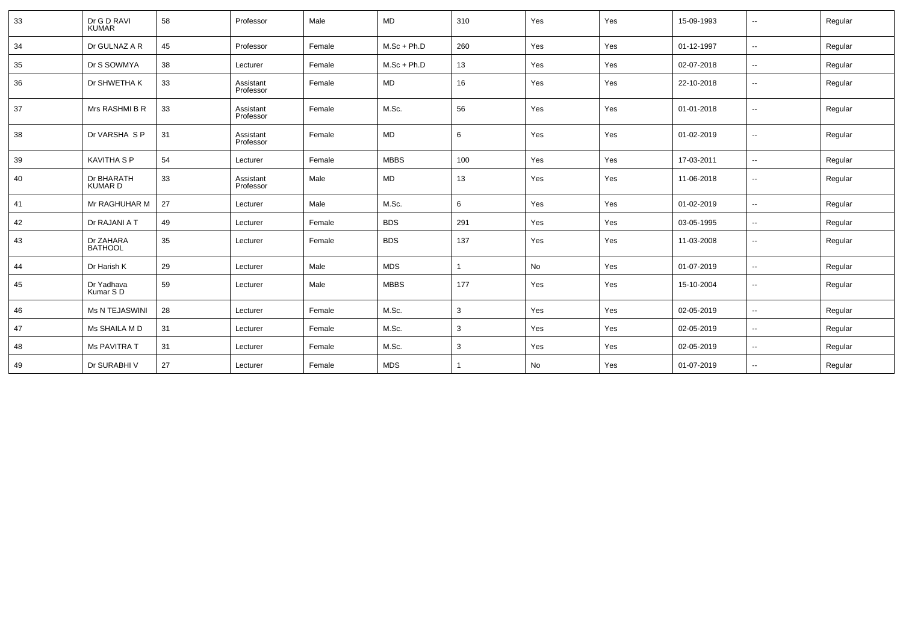| | | | | | | | | | | | |
|---|---|---|---|---|---|---|---|---|---|---|---|
| 33 | Dr G D RAVI KUMAR | 58 | Professor | Male | MD | 310 | Yes | Yes | 15-09-1993 | -- | Regular |
| 34 | Dr GULNAZ A R | 45 | Professor | Female | M.Sc + Ph.D | 260 | Yes | Yes | 01-12-1997 | -- | Regular |
| 35 | Dr S SOWMYA | 38 | Lecturer | Female | M.Sc + Ph.D | 13 | Yes | Yes | 02-07-2018 | -- | Regular |
| 36 | Dr SHWETHA K | 33 | Assistant Professor | Female | MD | 16 | Yes | Yes | 22-10-2018 | -- | Regular |
| 37 | Mrs RASHMI B R | 33 | Assistant Professor | Female | M.Sc. | 56 | Yes | Yes | 01-01-2018 | -- | Regular |
| 38 | Dr VARSHA S P | 31 | Assistant Professor | Female | MD | 6 | Yes | Yes | 01-02-2019 | -- | Regular |
| 39 | KAVITHA S P | 54 | Lecturer | Female | MBBS | 100 | Yes | Yes | 17-03-2011 | -- | Regular |
| 40 | Dr BHARATH KUMAR D | 33 | Assistant Professor | Male | MD | 13 | Yes | Yes | 11-06-2018 | -- | Regular |
| 41 | Mr RAGHUHAR M | 27 | Lecturer | Male | M.Sc. | 6 | Yes | Yes | 01-02-2019 | -- | Regular |
| 42 | Dr RAJANI A T | 49 | Lecturer | Female | BDS | 291 | Yes | Yes | 03-05-1995 | -- | Regular |
| 43 | Dr ZAHARA BATHOOL | 35 | Lecturer | Female | BDS | 137 | Yes | Yes | 11-03-2008 | -- | Regular |
| 44 | Dr Harish K | 29 | Lecturer | Male | MDS | 1 | No | Yes | 01-07-2019 | -- | Regular |
| 45 | Dr Yadhava Kumar S D | 59 | Lecturer | Male | MBBS | 177 | Yes | Yes | 15-10-2004 | -- | Regular |
| 46 | Ms N TEJASWINI | 28 | Lecturer | Female | M.Sc. | 3 | Yes | Yes | 02-05-2019 | -- | Regular |
| 47 | Ms SHAILA M D | 31 | Lecturer | Female | M.Sc. | 3 | Yes | Yes | 02-05-2019 | -- | Regular |
| 48 | Ms PAVITRA T | 31 | Lecturer | Female | M.Sc. | 3 | Yes | Yes | 02-05-2019 | -- | Regular |
| 49 | Dr SURABHI V | 27 | Lecturer | Female | MDS | 1 | No | Yes | 01-07-2019 | -- | Regular |